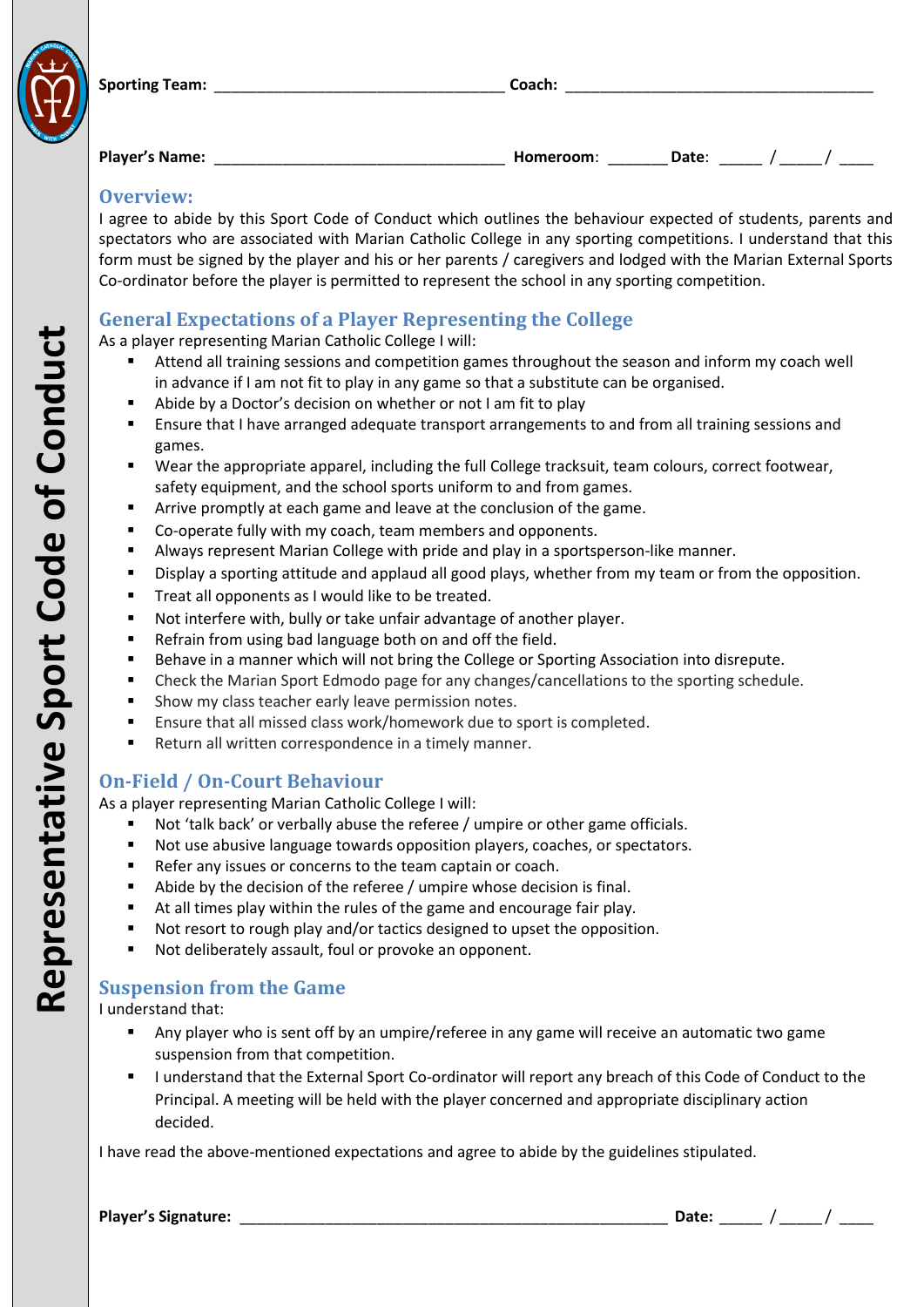# Representative Sport Code of Conduct

**Sporting Team:** ______________________________ **Coach:** ______________________________

**Player's Name:** ______________________________ **Homeroom**: _______ **Date**: _____ / _____/ ____

## Overview:

I agree to abide by this Sport Code of Conduct which outlines the behaviour expected of students, parents and spectators who are associated with Marian Catholic College in any sporting competitions. I understand that this form must be signed by the player and his or her parents / caregivers and lodged with the Marian External Sports Co-ordinator before the player is permitted to represent the school in any sporting competition.

## General Expectations of a Player Representing the College

As a player representing Marian Catholic College I will:

- Attend all training sessions and competition games throughout the season and inform my coach well in advance if I am not fit to play in any game so that a substitute can be organised.
- Abide by a Doctor's decision on whether or not I am fit to play
- Ensure that I have arranged adequate transport arrangements to and from all training sessions and games.
- Wear the appropriate apparel, including the full College tracksuit, team colours, correct footwear, safety equipment, and the school sports uniform to and from games.
- Arrive promptly at each game and leave at the conclusion of the game.
- Co-operate fully with my coach, team members and opponents.
- Always represent Marian College with pride and play in a sportsperson-like manner.
- Display a sporting attitude and applaud all good plays, whether from my team or from the opposition.
- Treat all opponents as I would like to be treated.
- Not interfere with, bully or take unfair advantage of another player.
- Refrain from using bad language both on and off the field.
- Behave in a manner which will not bring the College or Sporting Association into disrepute.
- Check the Marian Sport Edmodo page for any changes/cancellations to the sporting schedule.
- Show my class teacher early leave permission notes.
- Ensure that all missed class work/homework due to sport is completed.
- Return all written correspondence in a timely manner.

## On-Field / On-Court Behaviour

As a player representing Marian Catholic College I will:

- Not 'talk back' or verbally abuse the referee / umpire or other game officials.
- Not use abusive language towards opposition players, coaches, or spectators.
- Refer any issues or concerns to the team captain or coach.
- Abide by the decision of the referee / umpire whose decision is final.
- At all times play within the rules of the game and encourage fair play.
- Not resort to rough play and/or tactics designed to upset the opposition.
- Not deliberately assault, foul or provoke an opponent.

## Suspension from the Game

I understand that:

- Any player who is sent off by an umpire/referee in any game will receive an automatic two game suspension from that competition.
- I understand that the External Sport Co-ordinator will report any breach of this Code of Conduct to the Principal. A meeting will be held with the player concerned and appropriate disciplinary action decided.

I have read the above-mentioned expectations and agree to abide by the guidelines stipulated.

**Player's Signature:** ____________________________________________ **Date:** _____ / _____/ ____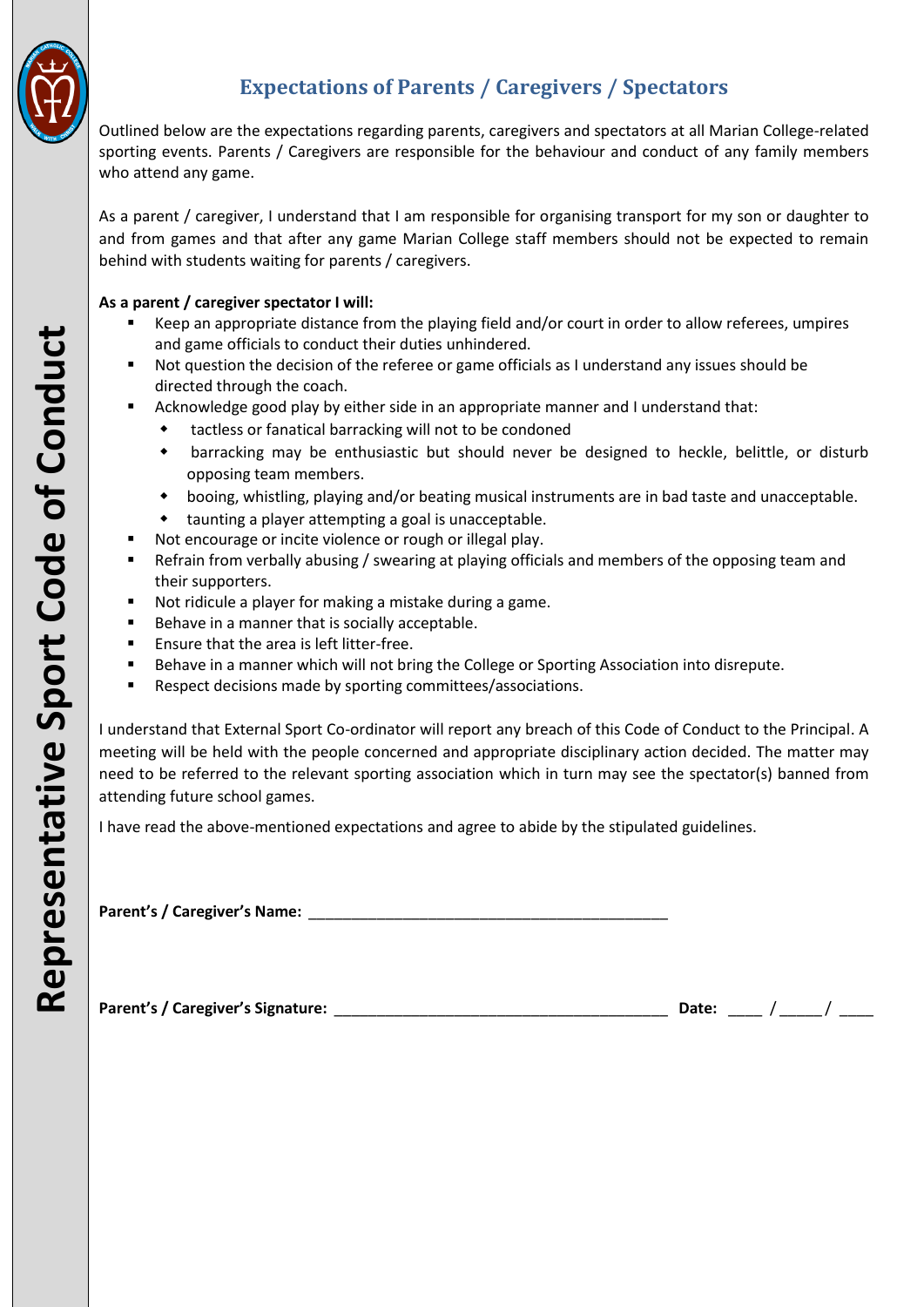# Representative Sport Code of Conduct

## Expectations of Parents / Caregivers / Spectators

Outlined below are the expectations regarding parents, caregivers and spectators at all Marian College-related sporting events. Parents / Caregivers are responsible for the behaviour and conduct of any family members who attend any game.

As a parent / caregiver, I understand that I am responsible for organising transport for my son or daughter to and from games and that after any game Marian College staff members should not be expected to remain behind with students waiting for parents / caregivers.

**As a parent / caregiver spectator I will:**

- Keep an appropriate distance from the playing field and/or court in order to allow referees, umpires and game officials to conduct their duties unhindered.
- Not question the decision of the referee or game officials as I understand any issues should be directed through the coach.
- Acknowledge good play by either side in an appropriate manner and I understand that:
  - tactless or fanatical barracking will not to be condoned
  - barracking may be enthusiastic but should never be designed to heckle, belittle, or disturb opposing team members.
  - booing, whistling, playing and/or beating musical instruments are in bad taste and unacceptable.
  - taunting a player attempting a goal is unacceptable.
- Not encourage or incite violence or rough or illegal play.
- Refrain from verbally abusing / swearing at playing officials and members of the opposing team and their supporters.
- Not ridicule a player for making a mistake during a game.
- Behave in a manner that is socially acceptable.
- Ensure that the area is left litter-free.
- Behave in a manner which will not bring the College or Sporting Association into disrepute.
- Respect decisions made by sporting committees/associations.

I understand that External Sport Co-ordinator will report any breach of this Code of Conduct to the Principal. A meeting will be held with the people concerned and appropriate disciplinary action decided. The matter may need to be referred to the relevant sporting association which in turn may see the spectator(s) banned from attending future school games.

I have read the above-mentioned expectations and agree to abide by the stipulated guidelines.

**Parent's / Caregiver's Name:** ____________________________________________

**Parent's / Caregiver's Signature:** _________________________________________ **Date:** ____ /_____/ ____